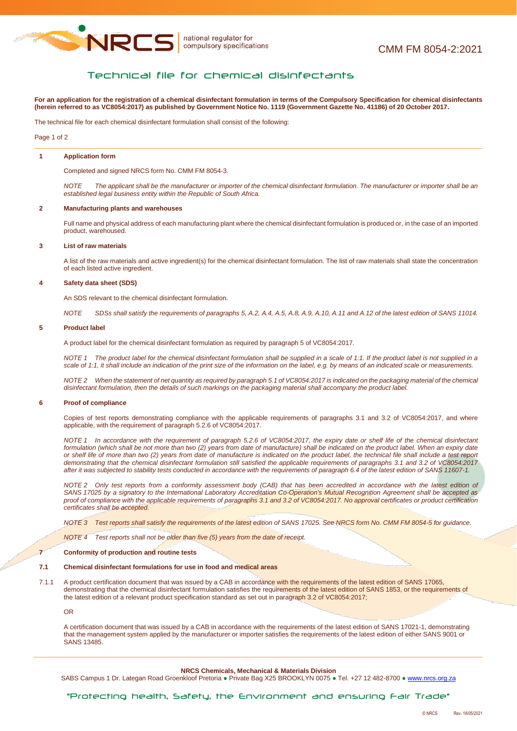CMM FM 8054-2:2021

# Technical file for chemical disinfectants

**For an application for the registration of a chemical disinfectant formulation in terms of the Compulsory Specification for chemical disinfectants (herein referred to as VC8054:2017) as published by Government Notice No. 1119 (Government Gazette No. 41186) of 20 October 2017.**

The technical file for each chemical disinfectant formulation shall consist of the following:

## 1 Application form

Completed and signed NRCS form No. CMM FM 8054-3.

*NOTE The applicant shall be the manufacturer or importer of the chemical disinfectant formulation. The manufacturer or importer shall be an established legal business entity within the Republic of South Africa.*

## 2 Manufacturing plants and warehouses

Full name and physical address of each manufacturing plant where the chemical disinfectant formulation is produced or, in the case of an imported product, warehoused.

## 3 List of raw materials

A list of the raw materials and active ingredient(s) for the chemical disinfectant formulation. The list of raw materials shall state the concentration of each listed active ingredient.

## 4 Safety data sheet (SDS)

An SDS relevant to the chemical disinfectant formulation.

*NOTE SDSs shall satisfy the requirements of paragraphs 5, A.2, A.4, A.5, A.8, A.9, A.10, A.11 and A.12 of the latest edition of SANS 11014.*

## 5 Product label

A product label for the chemical disinfectant formulation as required by paragraph 5 of VC8054:2017.

*NOTE 1 The product label for the chemical disinfectant formulation shall be supplied in a scale of 1:1. If the product label is not supplied in a scale of 1:1, it shall include an indication of the print size of the information on the label, e.g. by means of an indicated scale or measurements.*

*NOTE 2 When the statement of net quantity as required by paragraph 5.1 of VC8054:2017 is indicated on the packaging material of the chemical disinfectant formulation, then the details of such markings on the packaging material shall accompany the product label.*

## 6 Proof of compliance

Copies of test reports demonstrating compliance with the applicable requirements of paragraphs 3.1 and 3.2 of VC8054:2017, and where applicable, with the requirement of paragraph 5.2.6 of VC8054:2017.

*NOTE 1 In accordance with the requirement of paragraph 5.2.6 of VC8054:2017, the expiry date or shelf life of the chemical disinfectant formulation (which shall be not more than two (2) years from date of manufacture) shall be indicated on the product label. When an expiry date or shelf life of more than two (2) years from date of manufacture is indicated on the product label, the technical file shall include a test report demonstrating that the chemical disinfectant formulation still satisfied the applicable requirements of paragraphs 3.1 and 3.2 of VC8054:2017 after it was subjected to stability tests conducted in accordance with the requirements of paragraph 6.4 of the latest edition of SANS 11607-1.*

*NOTE 2 Only test reports from a conformity assessment body (CAB) that has been accredited in accordance with the latest edition of SANS 17025 by a signatory to the International Laboratory Accreditation Co-Operation's Mutual Recognition Agreement shall be accepted as proof of compliance with the applicable requirements of paragraphs 3.1 and 3.2 of VC8054:2017. No approval certificates or product certification certificates shall be accepted.*

*NOTE 3 Test reports shall satisfy the requirements of the latest edition of SANS 17025. See NRCS form No. CMM FM 8054-5 for guidance.*

*NOTE 4 Test reports shall not be older than five (5) years from the date of receipt.*

## 7 Conformity of production and routine tests

### 7.1 Chemical disinfectant formulations for use in food and medical areas

7.1.1 A product certification document that was issued by a CAB in accordance with the requirements of the latest edition of SANS 17065, demonstrating that the chemical disinfectant formulation satisfies the requirements of the latest edition of SANS 1853, or the requirements of the latest edition of a relevant product specification standard as set out in paragraph 3.2 of VC8054:2017;

OR

A certification document that was issued by a CAB in accordance with the requirements of the latest edition of SANS 17021-1, demonstrating that the management system applied by the manufacturer or importer satisfies the requirements of the latest edition of either SANS 9001 or SANS 13485.

**NRCS Chemicals, Mechanical & Materials Division**

SABS Campus 1 Dr. Lategan Road Groenkloof Pretoria ● Private Bag X25 BROOKLYN 0075 ● Tel. +27 12 482-8700 ● www.nrcs.org.za

"Protecting health, Safety, the Environment and ensuring Fair Trade"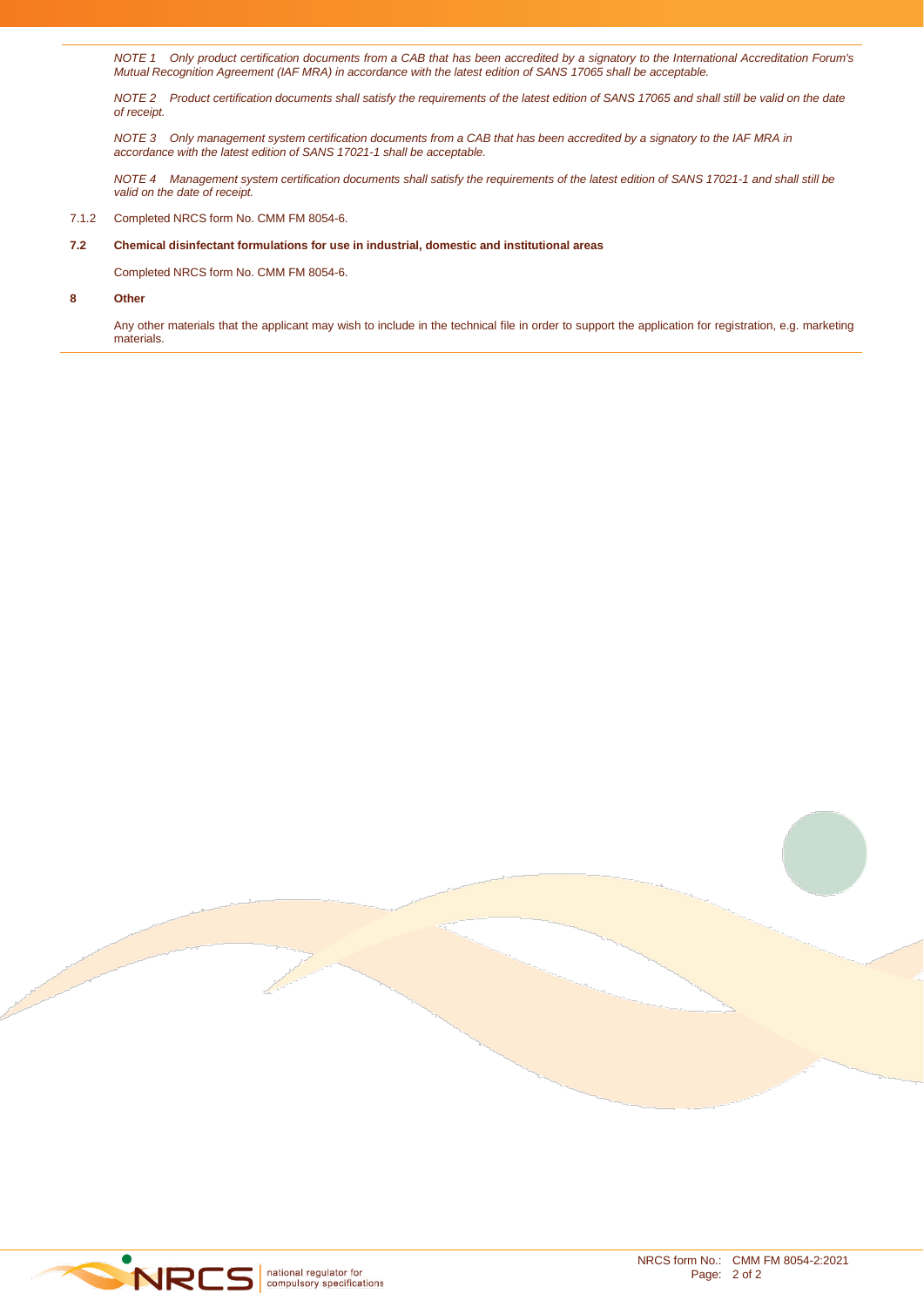*NOTE 1 Only product certification documents from a CAB that has been accredited by a signatory to the International Accreditation Forum's Mutual Recognition Agreement (IAF MRA) in accordance with the latest edition of SANS 17065 shall be acceptable.*

*NOTE 2 Product certification documents shall satisfy the requirements of the latest edition of SANS 17065 and shall still be valid on the date of receipt.*

*NOTE 3 Only management system certification documents from a CAB that has been accredited by a signatory to the IAF MRA in accordance with the latest edition of SANS 17021-1 shall be acceptable.*

*NOTE 4 Management system certification documents shall satisfy the requirements of the latest edition of SANS 17021-1 and shall still be valid on the date of receipt.*

7.1.2 Completed NRCS form No. CMM FM 8054-6.

**7.2 Chemical disinfectant formulations for use in industrial, domestic and institutional areas**

Completed NRCS form No. CMM FM 8054-6.

**8 Other**

Any other materials that the applicant may wish to include in the technical file in order to support the application for registration, e.g. marketing materials.